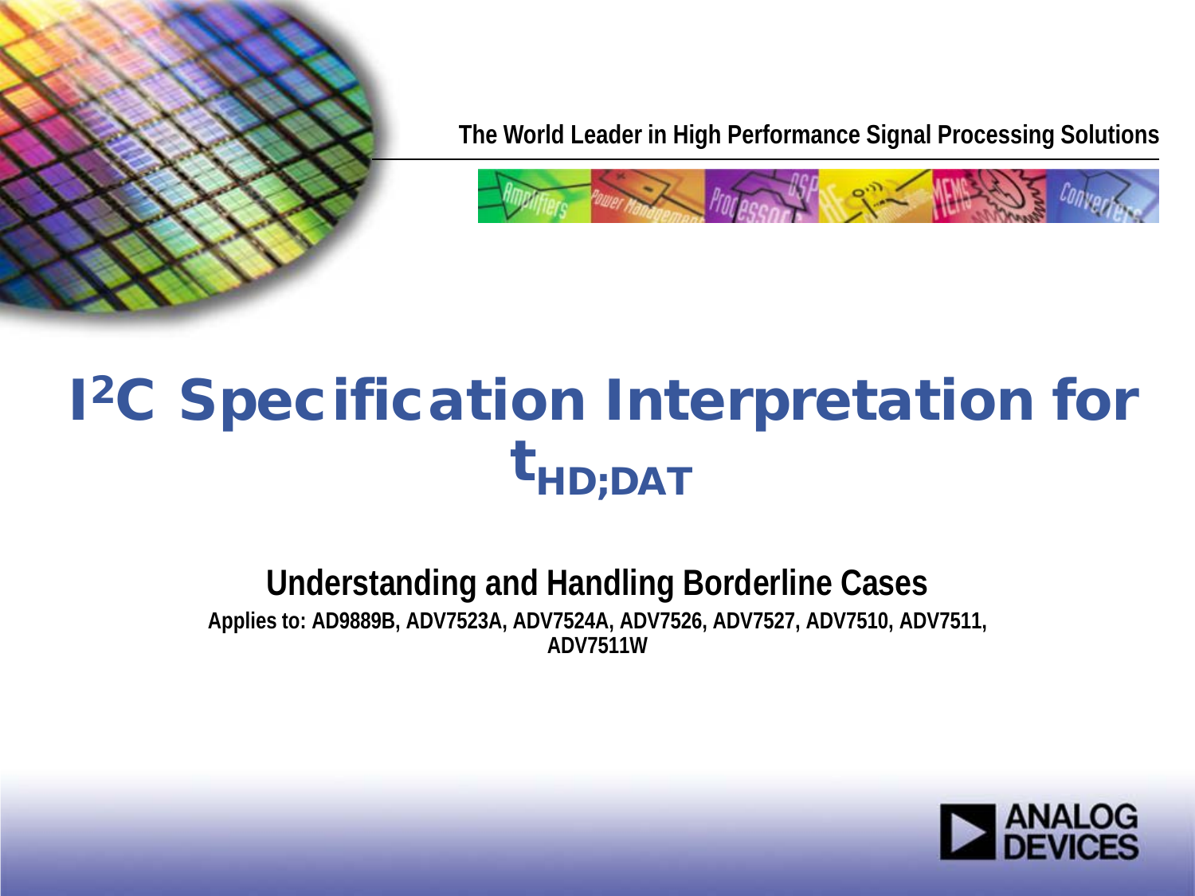The World Leader in High Performance Signal Processing Solutions

# $I^2C$ Specification Interpretation for $t_{HD;DAT}$

## Understanding and Handling Borderline Cases

**Applies to: AD9889B, ADV7523A, ADV7524A, ADV7526, ADV7527, ADV7510, ADV7511, ADV7511W**

ANALOG DEVICES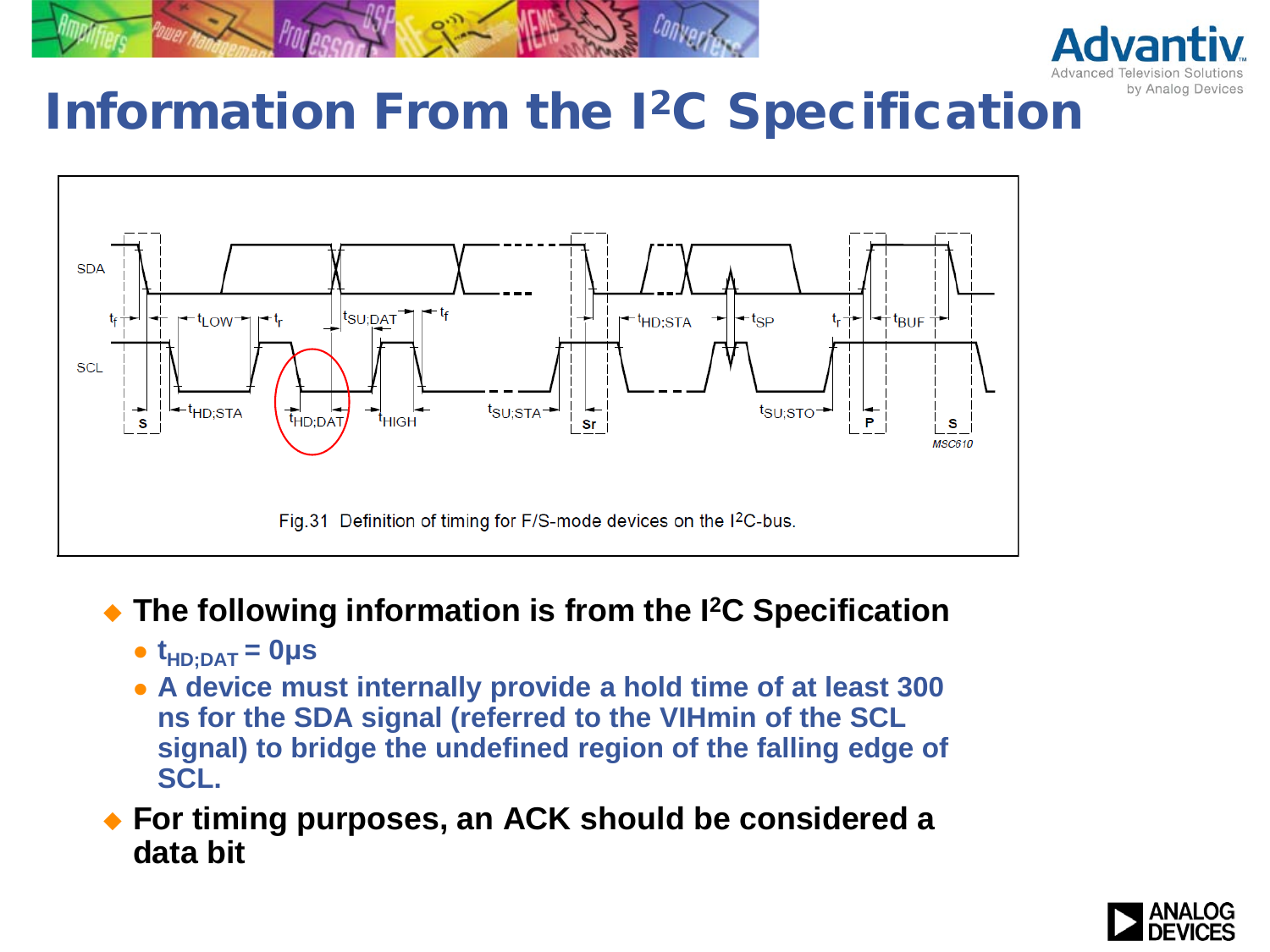# Information From the I²C Specification

Fig.31 Definition of timing for F/S-mode devices on the I²C-bus.

- **The following information is from the I²C Specification**
  - **$t_{HD;DAT}$ = 0µs**
  - **A device must internally provide a hold time of at least 300 ns for the SDA signal (referred to the VIHmin of the SCL signal) to bridge the undefined region of the falling edge of SCL.**
- **For timing purposes, an ACK should be considered a data bit**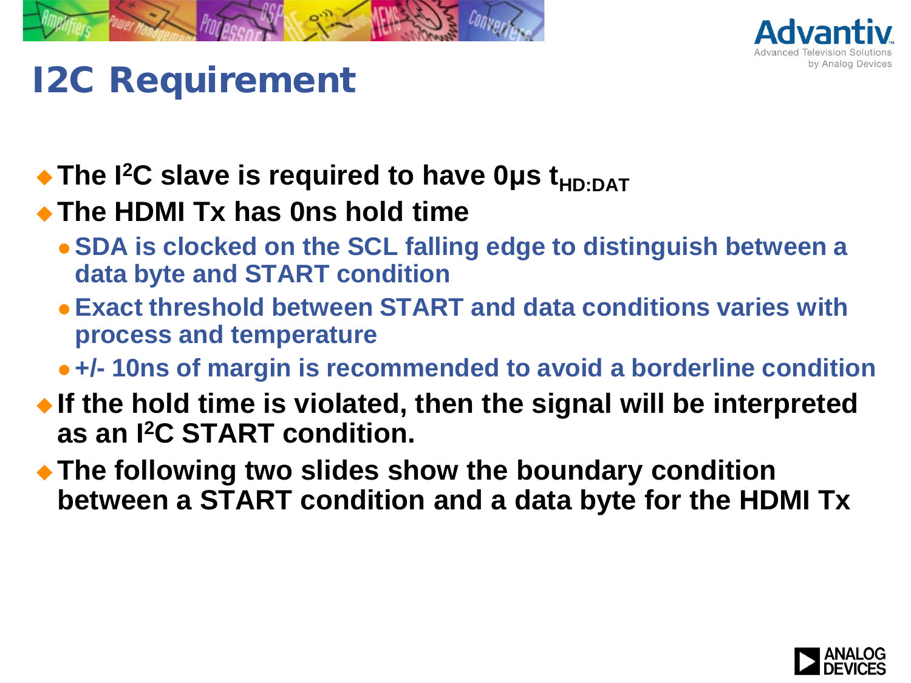# I2C Requirement

- **The I[2]C slave is required to have 0μs $t_{HD:DAT}$**
- **The HDMI Tx has 0ns hold time**
  - **SDA is clocked on the SCL falling edge to distinguish between a data byte and START condition**
  - **Exact threshold between START and data conditions varies with process and temperature**
  - **+/- 10ns of margin is recommended to avoid a borderline condition**
- **If the hold time is violated, then the signal will be interpreted as an I[2]C START condition.**
- **The following two slides show the boundary condition between a START condition and a data byte for the HDMI Tx**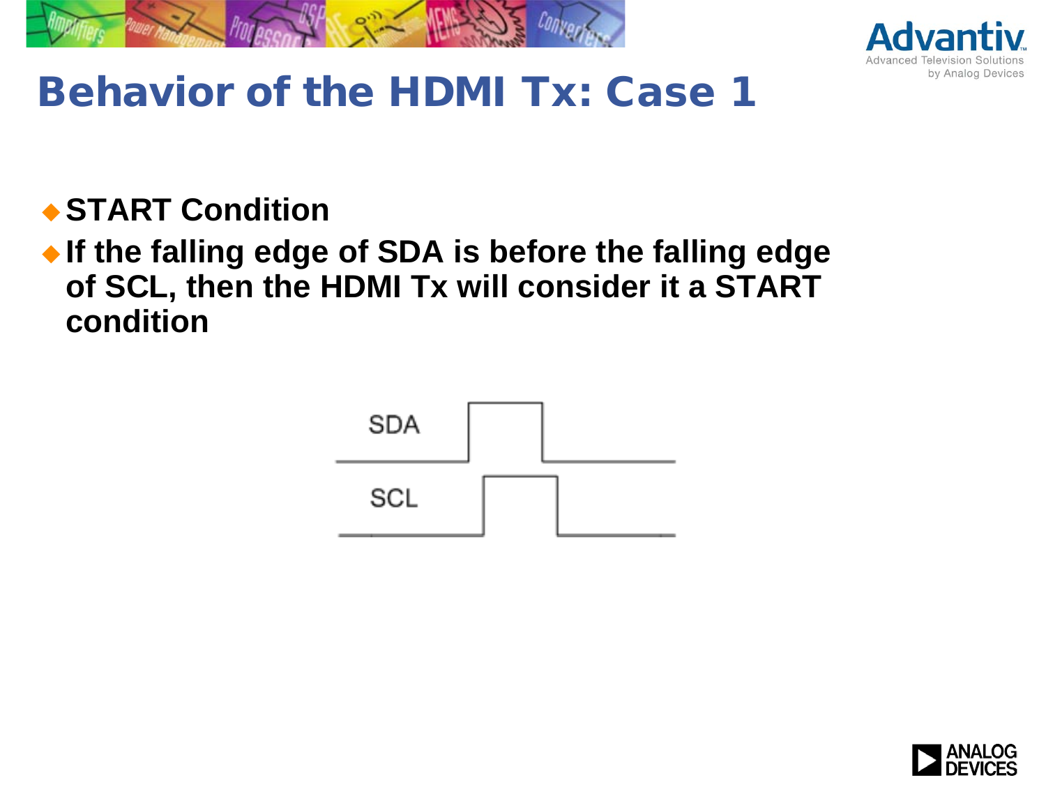# Behavior of the HDMI Tx: Case 1

- **START Condition**
- **If the falling edge of SDA is before the falling edge of SCL, then the HDMI Tx will consider it a START condition**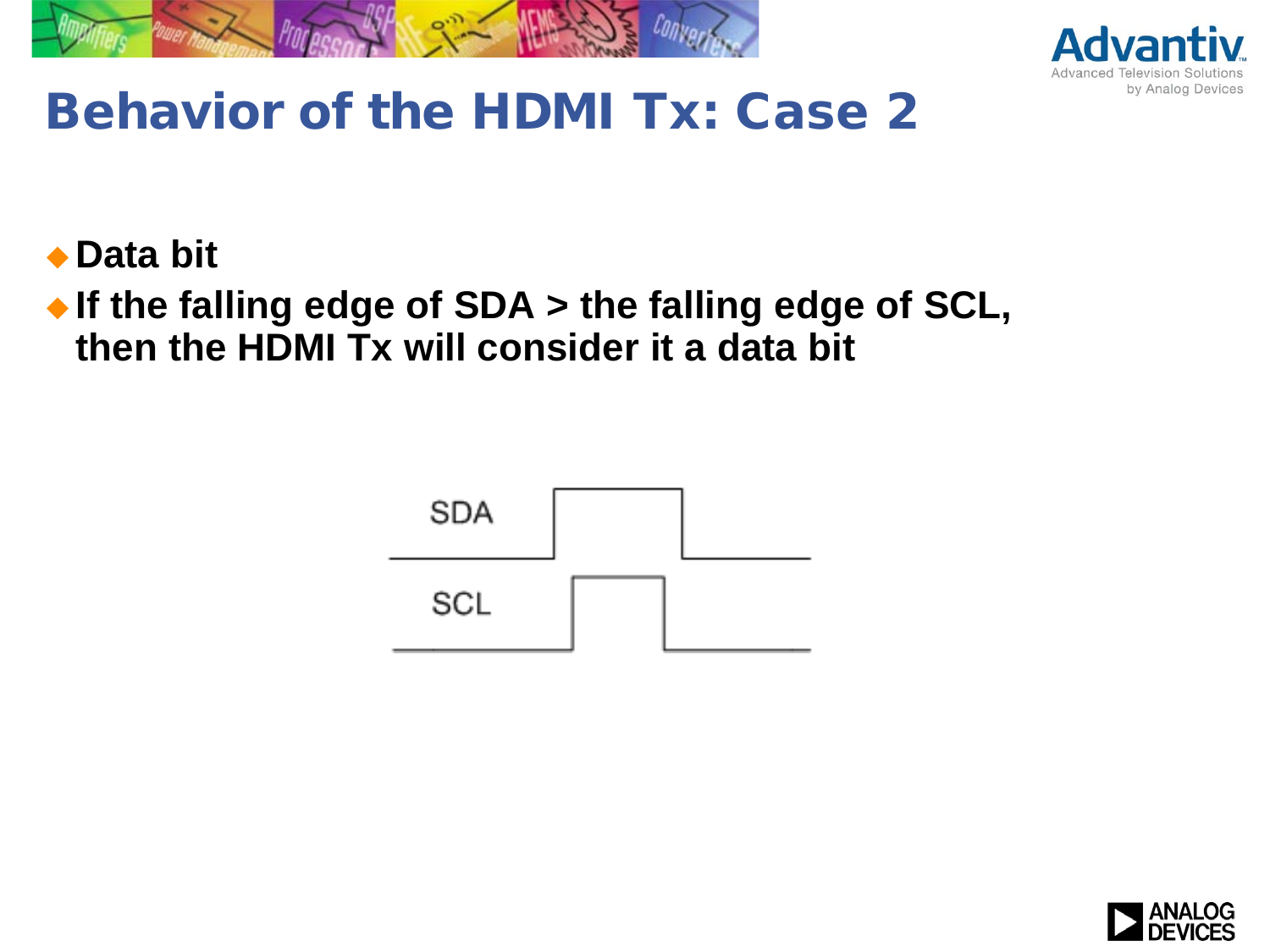# Behavior of the HDMI Tx: Case 2

- **Data bit**
- **If the falling edge of SDA > the falling edge of SCL, then the HDMI Tx will consider it a data bit**

SDA

SCL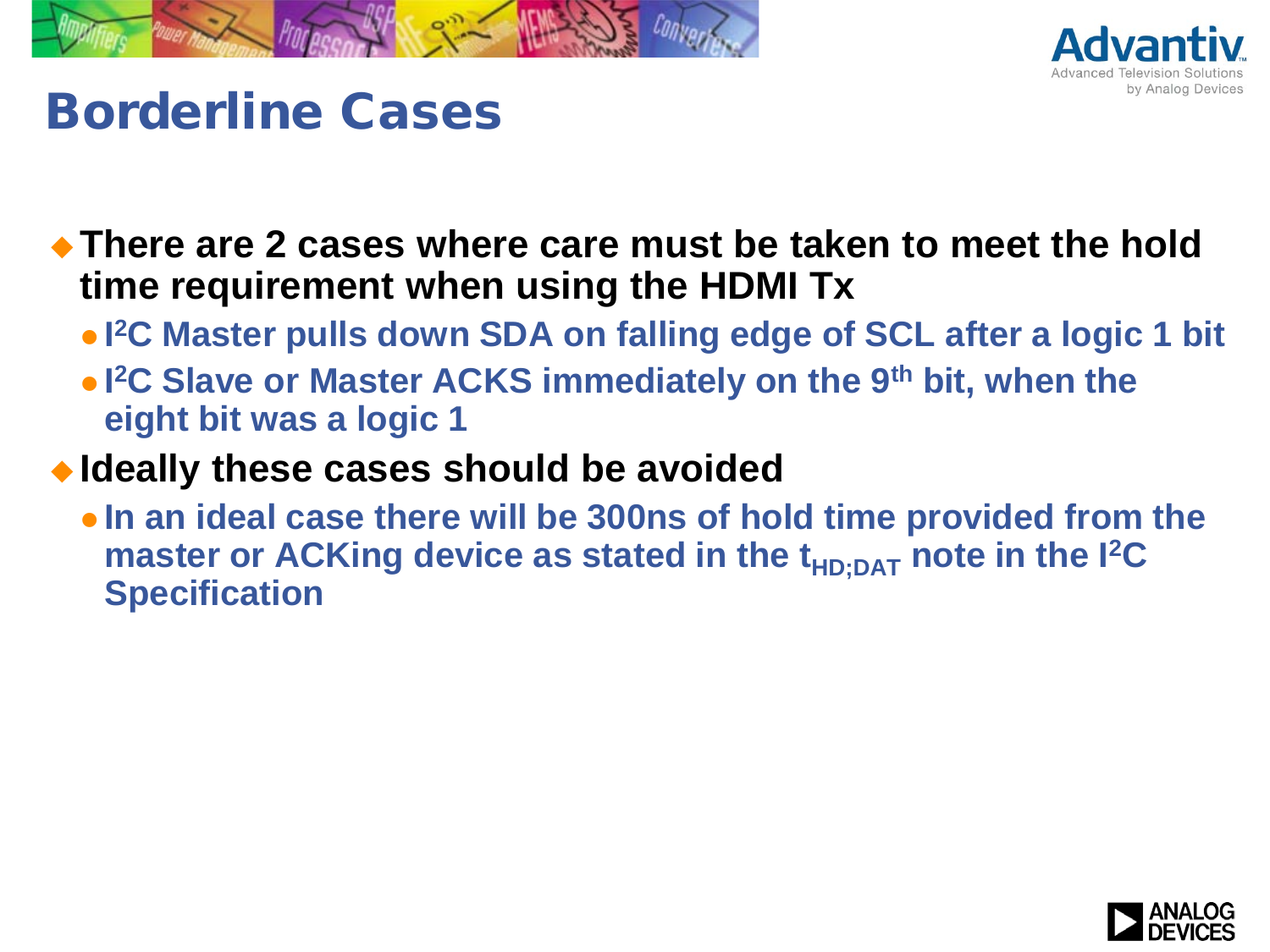# Borderline Cases

- **There are 2 cases where care must be taken to meet the hold time requirement when using the HDMI Tx**
  - **I²C Master pulls down SDA on falling edge of SCL after a logic 1 bit**
  - **I²C Slave or Master ACKS immediately on the 9th bit, when the eight bit was a logic 1**
- **Ideally these cases should be avoided**
  - **In an ideal case there will be 300ns of hold time provided from the master or ACKing device as stated in the $t_{HD;DAT}$ note in the I²C Specification**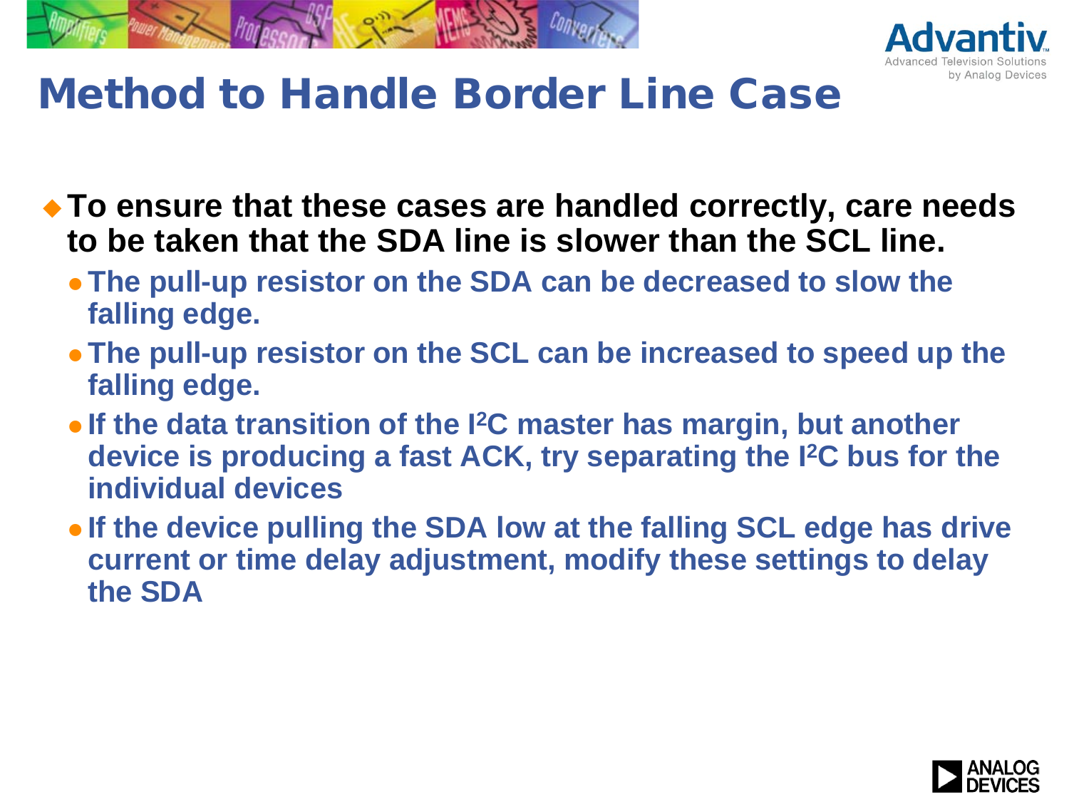# Method to Handle Border Line Case

- **To ensure that these cases are handled correctly, care needs to be taken that the SDA line is slower than the SCL line.**
  - **The pull-up resistor on the SDA can be decreased to slow the falling edge.**
  - **The pull-up resistor on the SCL can be increased to speed up the falling edge.**
  - **If the data transition of the I²C master has margin, but another device is producing a fast ACK, try separating the I²C bus for the individual devices**
  - **If the device pulling the SDA low at the falling SCL edge has drive current or time delay adjustment, modify these settings to delay the SDA**